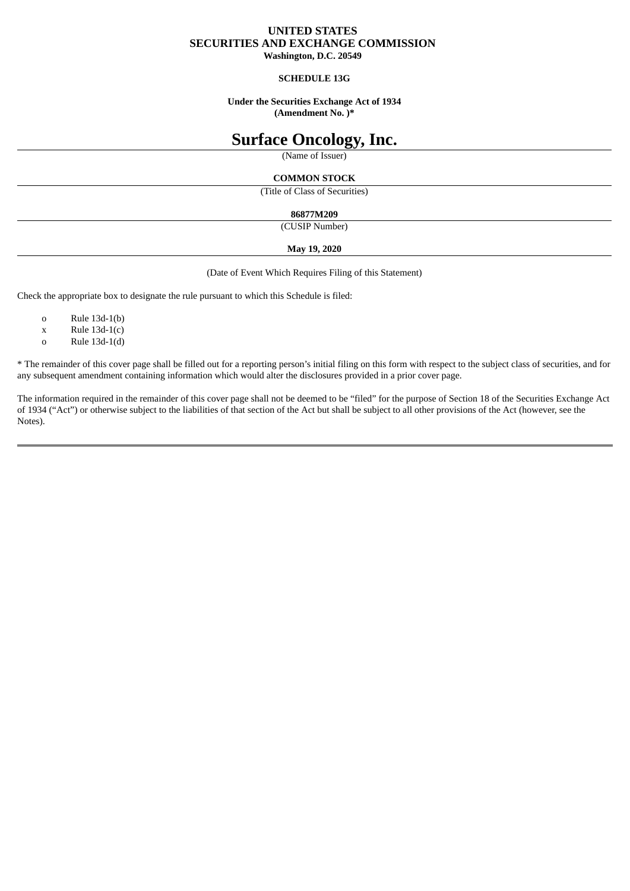**UNITED STATES**
**SECURITIES AND EXCHANGE COMMISSION**
**Washington, D.C. 20549**

**SCHEDULE 13G**

**Under the Securities Exchange Act of 1934**
**(Amendment No. )***

# Surface Oncology, Inc.

(Name of Issuer)

**COMMON STOCK**

(Title of Class of Securities)

**86877M209**

(CUSIP Number)

**May 19, 2020**

(Date of Event Which Requires Filing of this Statement)

Check the appropriate box to designate the rule pursuant to which this Schedule is filed:

- o Rule 13d-1(b)
- x Rule 13d-1(c)
- o Rule 13d-1(d)

* The remainder of this cover page shall be filled out for a reporting person's initial filing on this form with respect to the subject class of securities, and for any subsequent amendment containing information which would alter the disclosures provided in a prior cover page.

The information required in the remainder of this cover page shall not be deemed to be "filed" for the purpose of Section 18 of the Securities Exchange Act of 1934 ("Act") or otherwise subject to the liabilities of that section of the Act but shall be subject to all other provisions of the Act (however, see the Notes).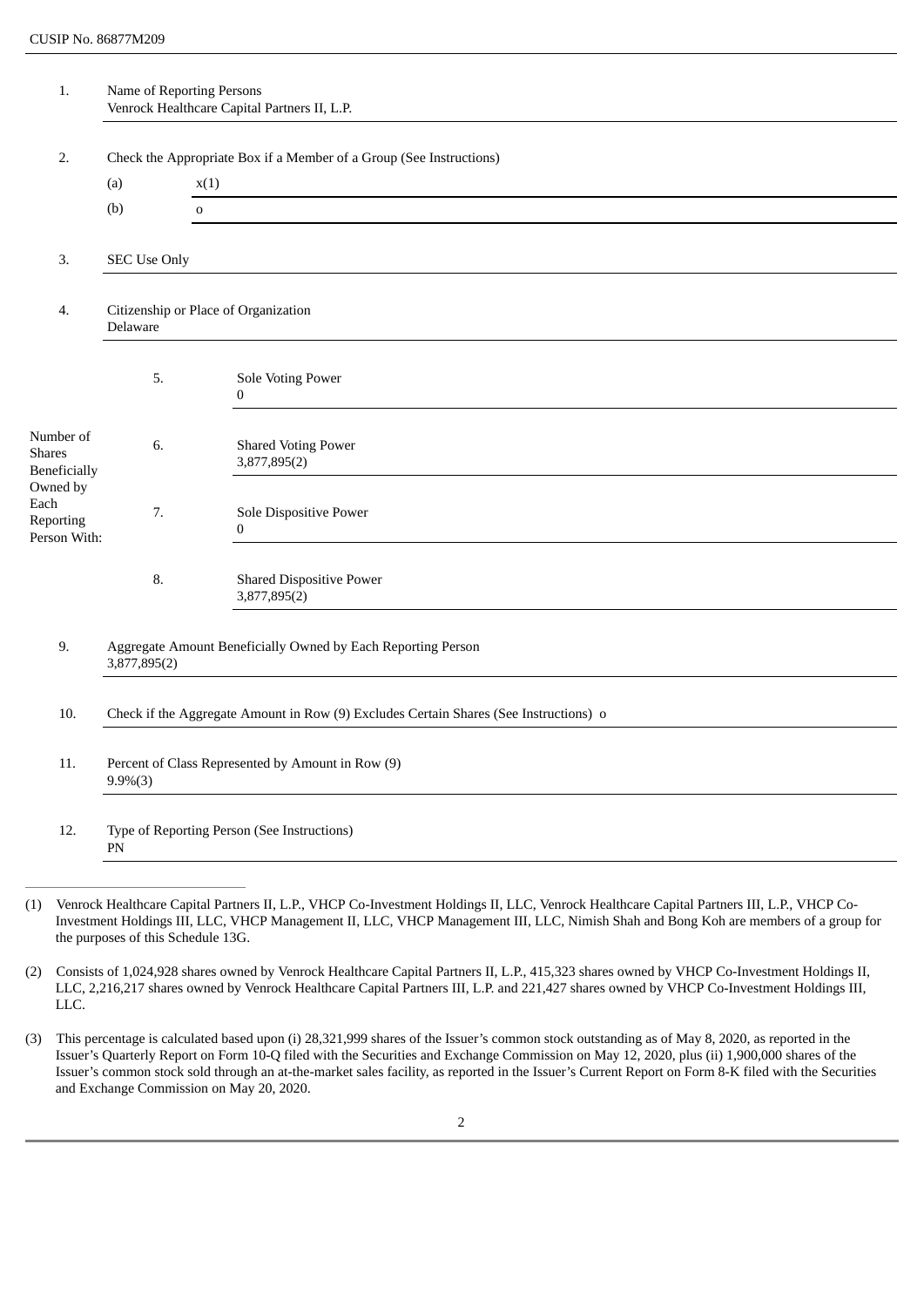CUSIP No. 86877M209

| | | | |
|---|---|---|---|
| 1. | Name of Reporting Persons<br>Venrock Healthcare Capital Partners II, L.P. | | |
| 2. | Check the Appropriate Box if a Member of a Group (See Instructions)<br>(a) x(1)<br>(b) o | | |
| 3. | SEC Use Only | | |
| 4. | Citizenship or Place of Organization<br>Delaware | | |
| Number of Shares Beneficially Owned by Each Reporting Person With: | 5. | Sole Voting Power<br>0 | |
| | 6. | Shared Voting Power<br>3,877,895(2) | |
| | 7. | Sole Dispositive Power<br>0 | |
| | 8. | Shared Dispositive Power<br>3,877,895(2) | |
| 9. | Aggregate Amount Beneficially Owned by Each Reporting Person<br>3,877,895(2) | | |
| 10. | Check if the Aggregate Amount in Row (9) Excludes Certain Shares (See Instructions) o | | |
| 11. | Percent of Class Represented by Amount in Row (9)<br>9.9%(3) | | |
| 12. | Type of Reporting Person (See Instructions)<br>PN | | |

(1) Venrock Healthcare Capital Partners II, L.P., VHCP Co-Investment Holdings II, LLC, Venrock Healthcare Capital Partners III, L.P., VHCP Co-Investment Holdings III, LLC, VHCP Management II, LLC, VHCP Management III, LLC, Nimish Shah and Bong Koh are members of a group for the purposes of this Schedule 13G.

(2) Consists of 1,024,928 shares owned by Venrock Healthcare Capital Partners II, L.P., 415,323 shares owned by VHCP Co-Investment Holdings II, LLC, 2,216,217 shares owned by Venrock Healthcare Capital Partners III, L.P. and 221,427 shares owned by VHCP Co-Investment Holdings III, LLC.

(3) This percentage is calculated based upon (i) 28,321,999 shares of the Issuer's common stock outstanding as of May 8, 2020, as reported in the Issuer's Quarterly Report on Form 10-Q filed with the Securities and Exchange Commission on May 12, 2020, plus (ii) 1,900,000 shares of the Issuer's common stock sold through an at-the-market sales facility, as reported in the Issuer's Current Report on Form 8-K filed with the Securities and Exchange Commission on May 20, 2020.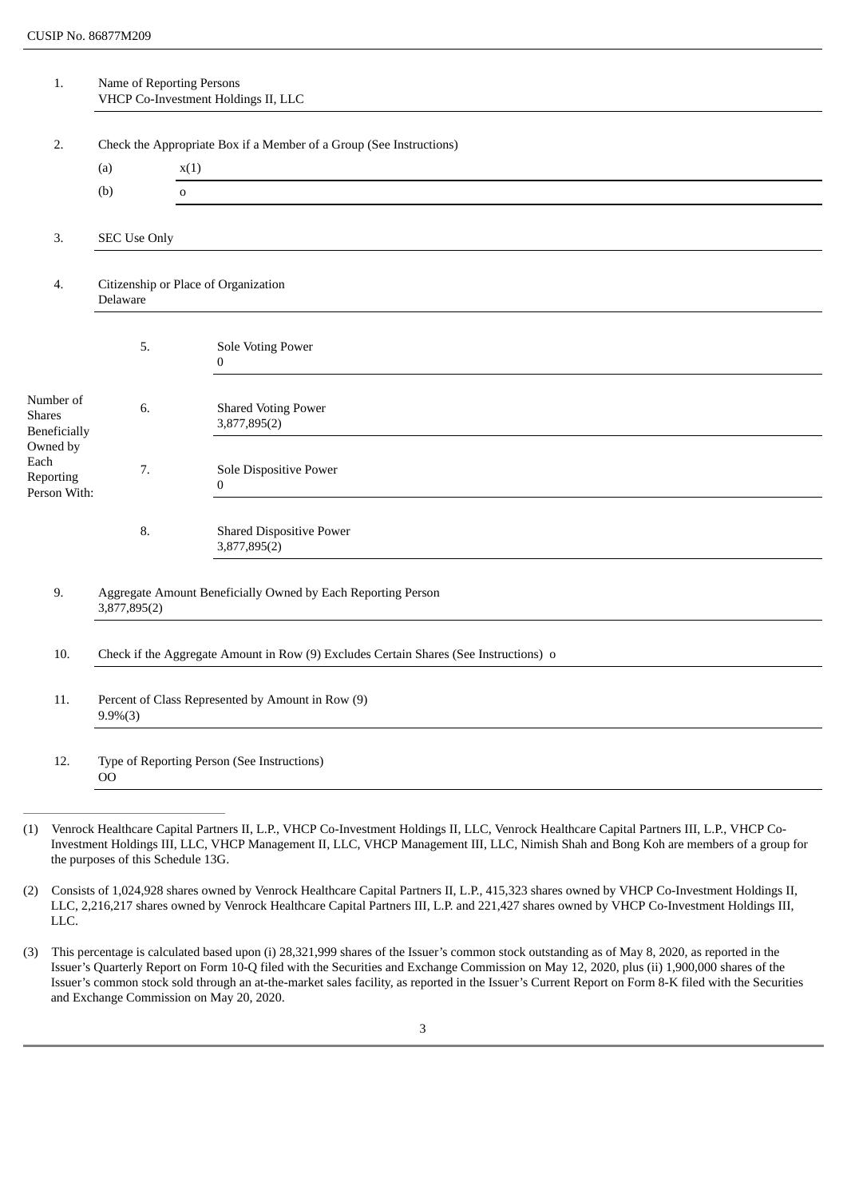CUSIP No. 86877M209

| | | | |
|---|---|---|---|
| 1. | Name of Reporting Persons<br>VHCP Co-Investment Holdings II, LLC | | |
| 2. | Check the Appropriate Box if a Member of a Group (See Instructions)<br>(a) x(1)<br>(b) o | | |
| 3. | SEC Use Only | | |
| 4. | Citizenship or Place of Organization<br>Delaware | | |
| Number of Shares Beneficially Owned by Each Reporting Person With: | 5. | Sole Voting Power<br>0 | |
| | 6. | Shared Voting Power<br>3,877,895(2) | |
| | 7. | Sole Dispositive Power<br>0 | |
| | 8. | Shared Dispositive Power<br>3,877,895(2) | |
| 9. | Aggregate Amount Beneficially Owned by Each Reporting Person<br>3,877,895(2) | | |
| 10. | Check if the Aggregate Amount in Row (9) Excludes Certain Shares (See Instructions) o | | |
| 11. | Percent of Class Represented by Amount in Row (9)<br>9.9%(3) | | |
| 12. | Type of Reporting Person (See Instructions)<br>OO | | |

---

(1) Venrock Healthcare Capital Partners II, L.P., VHCP Co-Investment Holdings II, LLC, Venrock Healthcare Capital Partners III, L.P., VHCP Co-Investment Holdings III, LLC, VHCP Management II, LLC, VHCP Management III, LLC, Nimish Shah and Bong Koh are members of a group for the purposes of this Schedule 13G.

(2) Consists of 1,024,928 shares owned by Venrock Healthcare Capital Partners II, L.P., 415,323 shares owned by VHCP Co-Investment Holdings II, LLC, 2,216,217 shares owned by Venrock Healthcare Capital Partners III, L.P. and 221,427 shares owned by VHCP Co-Investment Holdings III, LLC.

(3) This percentage is calculated based upon (i) 28,321,999 shares of the Issuer's common stock outstanding as of May 8, 2020, as reported in the Issuer's Quarterly Report on Form 10-Q filed with the Securities and Exchange Commission on May 12, 2020, plus (ii) 1,900,000 shares of the Issuer's common stock sold through an at-the-market sales facility, as reported in the Issuer's Current Report on Form 8-K filed with the Securities and Exchange Commission on May 20, 2020.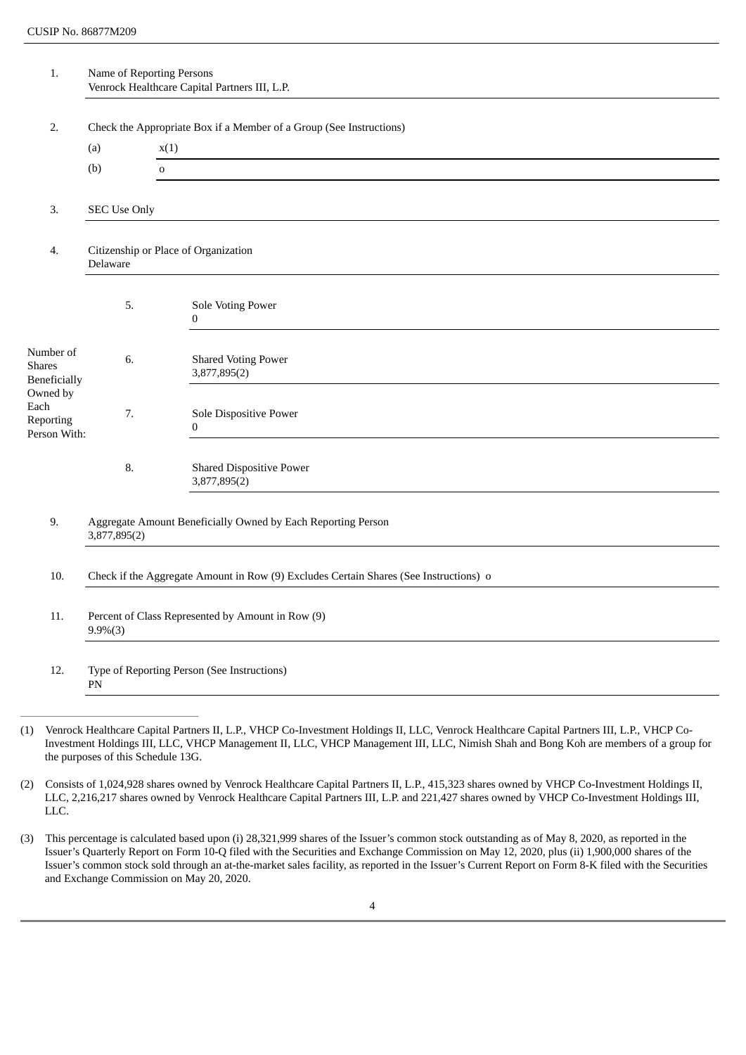CUSIP No. 86877M209

| | | | |
|---|---|---|---|
| 1. | Name of Reporting Persons<br>Venrock Healthcare Capital Partners III, L.P. | | |
| 2. | Check the Appropriate Box if a Member of a Group (See Instructions)<br>(a) x(1)<br>(b) o | | |
| 3. | SEC Use Only | | |
| 4. | Citizenship or Place of Organization<br>Delaware | | |
| Number of Shares Beneficially Owned by Each Reporting Person With: | 5. | Sole Voting Power<br>0 | |
| | 6. | Shared Voting Power<br>3,877,895(2) | |
| | 7. | Sole Dispositive Power<br>0 | |
| | 8. | Shared Dispositive Power<br>3,877,895(2) | |
| 9. | Aggregate Amount Beneficially Owned by Each Reporting Person<br>3,877,895(2) | | |
| 10. | Check if the Aggregate Amount in Row (9) Excludes Certain Shares (See Instructions) o | | |
| 11. | Percent of Class Represented by Amount in Row (9)<br>9.9%(3) | | |
| 12. | Type of Reporting Person (See Instructions)<br>PN | | |

---

(1) Venrock Healthcare Capital Partners II, L.P., VHCP Co-Investment Holdings II, LLC, Venrock Healthcare Capital Partners III, L.P., VHCP Co-Investment Holdings III, LLC, VHCP Management II, LLC, VHCP Management III, LLC, Nimish Shah and Bong Koh are members of a group for the purposes of this Schedule 13G.

(2) Consists of 1,024,928 shares owned by Venrock Healthcare Capital Partners II, L.P., 415,323 shares owned by VHCP Co-Investment Holdings II, LLC, 2,216,217 shares owned by Venrock Healthcare Capital Partners III, L.P. and 221,427 shares owned by VHCP Co-Investment Holdings III, LLC.

(3) This percentage is calculated based upon (i) 28,321,999 shares of the Issuer's common stock outstanding as of May 8, 2020, as reported in the Issuer's Quarterly Report on Form 10-Q filed with the Securities and Exchange Commission on May 12, 2020, plus (ii) 1,900,000 shares of the Issuer's common stock sold through an at-the-market sales facility, as reported in the Issuer's Current Report on Form 8-K filed with the Securities and Exchange Commission on May 20, 2020.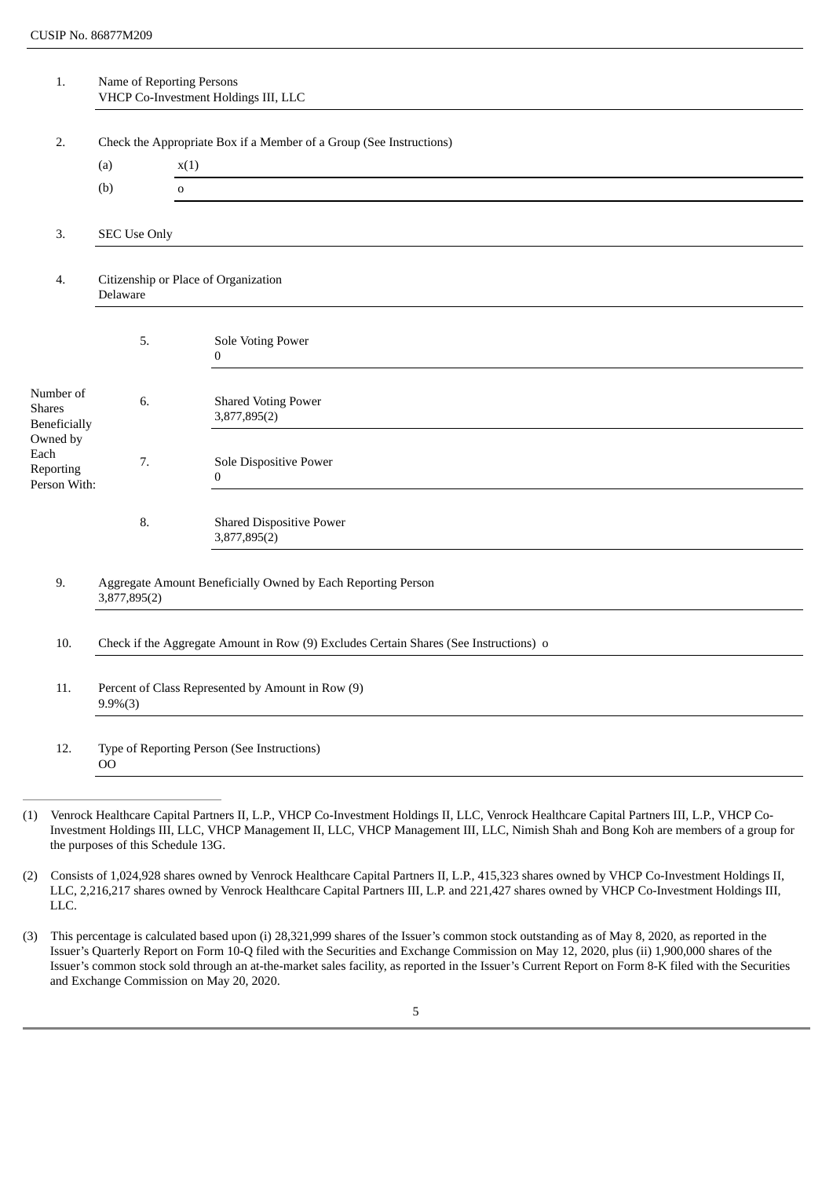CUSIP No. 86877M209

| | | | |
|---|---|---|---|
| 1. | Name of Reporting Persons<br>VHCP Co-Investment Holdings III, LLC | | |
| 2. | Check the Appropriate Box if a Member of a Group (See Instructions)<br>(a) x(1)<br>(b) o | | |
| 3. | SEC Use Only | | |
| 4. | Citizenship or Place of Organization<br>Delaware | | |
| Number of Shares Beneficially Owned by Each Reporting Person With: | 5. | Sole Voting Power<br>0 | |
| | 6. | Shared Voting Power<br>3,877,895(2) | |
| | 7. | Sole Dispositive Power<br>0 | |
| | 8. | Shared Dispositive Power<br>3,877,895(2) | |
| 9. | Aggregate Amount Beneficially Owned by Each Reporting Person<br>3,877,895(2) | | |
| 10. | Check if the Aggregate Amount in Row (9) Excludes Certain Shares (See Instructions) o | | |
| 11. | Percent of Class Represented by Amount in Row (9)<br>9.9%(3) | | |
| 12. | Type of Reporting Person (See Instructions)<br>OO | | |

(1) Venrock Healthcare Capital Partners II, L.P., VHCP Co-Investment Holdings II, LLC, Venrock Healthcare Capital Partners III, L.P., VHCP Co-Investment Holdings III, LLC, VHCP Management II, LLC, VHCP Management III, LLC, Nimish Shah and Bong Koh are members of a group for the purposes of this Schedule 13G.

(2) Consists of 1,024,928 shares owned by Venrock Healthcare Capital Partners II, L.P., 415,323 shares owned by VHCP Co-Investment Holdings II, LLC, 2,216,217 shares owned by Venrock Healthcare Capital Partners III, L.P. and 221,427 shares owned by VHCP Co-Investment Holdings III, LLC.

(3) This percentage is calculated based upon (i) 28,321,999 shares of the Issuer's common stock outstanding as of May 8, 2020, as reported in the Issuer's Quarterly Report on Form 10-Q filed with the Securities and Exchange Commission on May 12, 2020, plus (ii) 1,900,000 shares of the Issuer's common stock sold through an at-the-market sales facility, as reported in the Issuer's Current Report on Form 8-K filed with the Securities and Exchange Commission on May 20, 2020.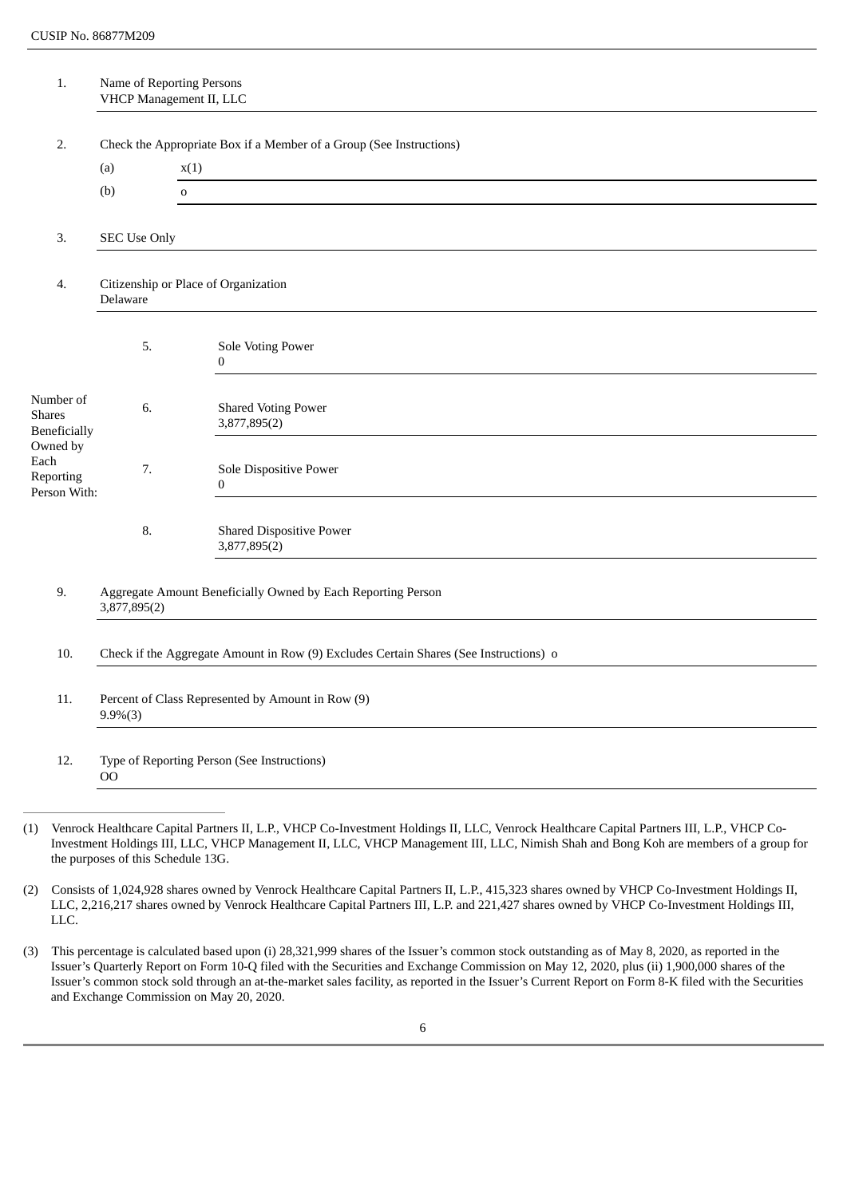CUSIP No. 86877M209

| | | | |
|---|---|---|---|
| 1. | Name of Reporting Persons<br>VHCP Management II, LLC | | |
| 2. | Check the Appropriate Box if a Member of a Group (See Instructions) | | |
| | (a) | x(1) | |
| | (b) | o | |
| 3. | SEC Use Only | | |
| 4. | Citizenship or Place of Organization<br>Delaware | | |
| Number of Shares Beneficially Owned by Each Reporting Person With: | 5. | Sole Voting Power<br>0 | |
| | 6. | Shared Voting Power<br>3,877,895(2) | |
| | 7. | Sole Dispositive Power<br>0 | |
| | 8. | Shared Dispositive Power<br>3,877,895(2) | |
| 9. | Aggregate Amount Beneficially Owned by Each Reporting Person<br>3,877,895(2) | | |
| 10. | Check if the Aggregate Amount in Row (9) Excludes Certain Shares (See Instructions) o | | |
| 11. | Percent of Class Represented by Amount in Row (9)<br>9.9%(3) | | |
| 12. | Type of Reporting Person (See Instructions)<br>OO | | |

---

(1) Venrock Healthcare Capital Partners II, L.P., VHCP Co-Investment Holdings II, LLC, Venrock Healthcare Capital Partners III, L.P., VHCP Co-Investment Holdings III, LLC, VHCP Management II, LLC, VHCP Management III, LLC, Nimish Shah and Bong Koh are members of a group for the purposes of this Schedule 13G.

(2) Consists of 1,024,928 shares owned by Venrock Healthcare Capital Partners II, L.P., 415,323 shares owned by VHCP Co-Investment Holdings II, LLC, 2,216,217 shares owned by Venrock Healthcare Capital Partners III, L.P. and 221,427 shares owned by VHCP Co-Investment Holdings III, LLC.

(3) This percentage is calculated based upon (i) 28,321,999 shares of the Issuer's common stock outstanding as of May 8, 2020, as reported in the Issuer's Quarterly Report on Form 10-Q filed with the Securities and Exchange Commission on May 12, 2020, plus (ii) 1,900,000 shares of the Issuer's common stock sold through an at-the-market sales facility, as reported in the Issuer's Current Report on Form 8-K filed with the Securities and Exchange Commission on May 20, 2020.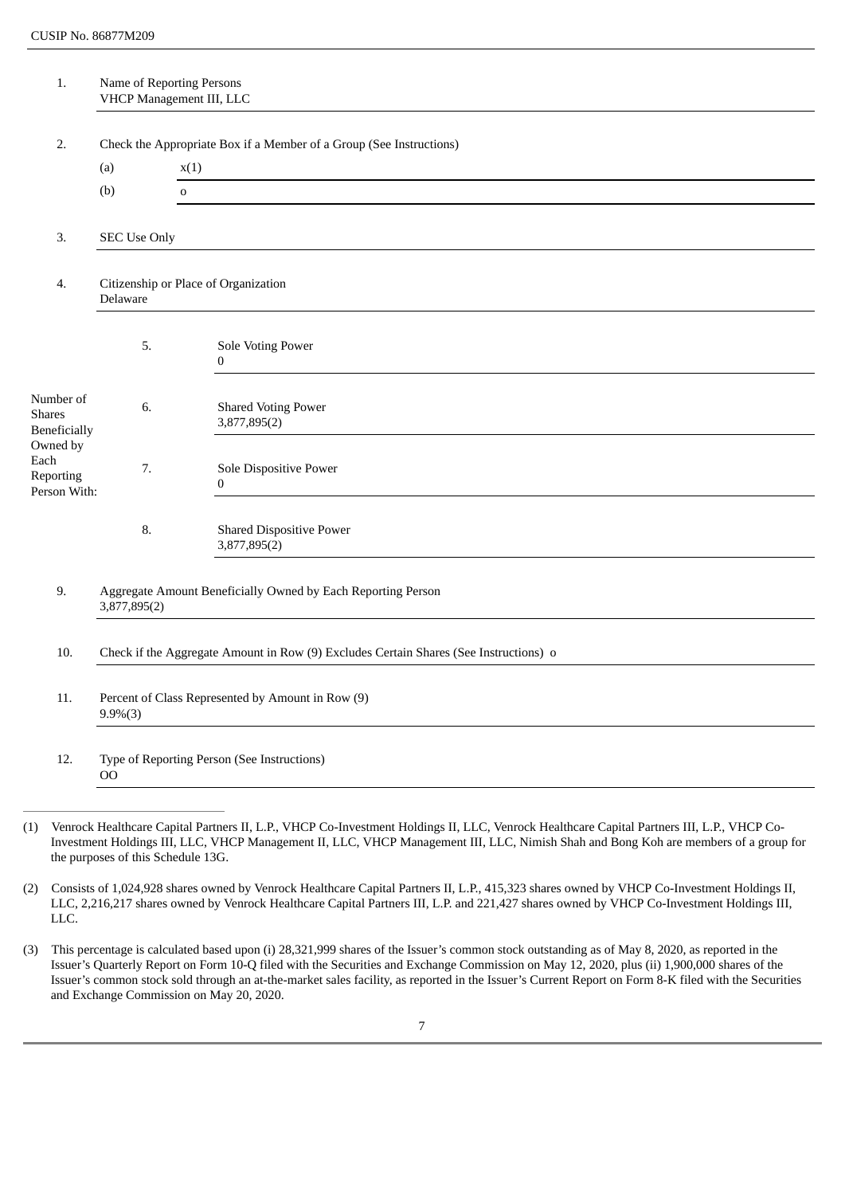CUSIP No. 86877M209

| | | | |
|---|---|---|---|
| 1. | Name of Reporting Persons<br>VHCP Management III, LLC | | |
| 2. | Check the Appropriate Box if a Member of a Group (See Instructions)<br>(a) x(1)<br>(b) o | | |
| 3. | SEC Use Only | | |
| 4. | Citizenship or Place of Organization<br>Delaware | | |
| Number of Shares Beneficially Owned by Each Reporting Person With: | 5. | Sole Voting Power<br>0 | |
| | 6. | Shared Voting Power<br>3,877,895(2) | |
| | 7. | Sole Dispositive Power<br>0 | |
| | 8. | Shared Dispositive Power<br>3,877,895(2) | |
| 9. | Aggregate Amount Beneficially Owned by Each Reporting Person<br>3,877,895(2) | | |
| 10. | Check if the Aggregate Amount in Row (9) Excludes Certain Shares (See Instructions) o | | |
| 11. | Percent of Class Represented by Amount in Row (9)<br>9.9%(3) | | |
| 12. | Type of Reporting Person (See Instructions)<br>OO | | |

(1) Venrock Healthcare Capital Partners II, L.P., VHCP Co-Investment Holdings II, LLC, Venrock Healthcare Capital Partners III, L.P., VHCP Co-Investment Holdings III, LLC, VHCP Management II, LLC, VHCP Management III, LLC, Nimish Shah and Bong Koh are members of a group for the purposes of this Schedule 13G.

(2) Consists of 1,024,928 shares owned by Venrock Healthcare Capital Partners II, L.P., 415,323 shares owned by VHCP Co-Investment Holdings II, LLC, 2,216,217 shares owned by Venrock Healthcare Capital Partners III, L.P. and 221,427 shares owned by VHCP Co-Investment Holdings III, LLC.

(3) This percentage is calculated based upon (i) 28,321,999 shares of the Issuer's common stock outstanding as of May 8, 2020, as reported in the Issuer's Quarterly Report on Form 10-Q filed with the Securities and Exchange Commission on May 12, 2020, plus (ii) 1,900,000 shares of the Issuer's common stock sold through an at-the-market sales facility, as reported in the Issuer's Current Report on Form 8-K filed with the Securities and Exchange Commission on May 20, 2020.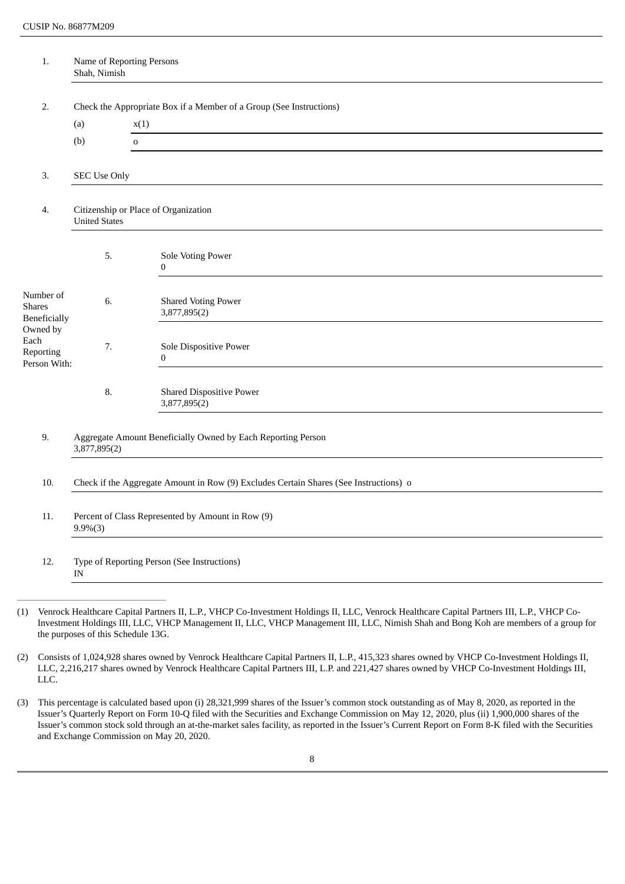CUSIP No. 86877M209

| | | | |
|---|---|---|---|
| 1. | Name of Reporting Persons<br>Shah, Nimish | | |
| 2. | Check the Appropriate Box if a Member of a Group (See Instructions)<br>(a) x(1)<br>(b) o | | |
| 3. | SEC Use Only | | |
| 4. | Citizenship or Place of Organization<br>United States | | |
| Number of Shares Beneficially Owned by Each Reporting Person With: | 5. | Sole Voting Power<br>0 | |
| | 6. | Shared Voting Power<br>3,877,895(2) | |
| | 7. | Sole Dispositive Power<br>0 | |
| | 8. | Shared Dispositive Power<br>3,877,895(2) | |
| 9. | Aggregate Amount Beneficially Owned by Each Reporting Person<br>3,877,895(2) | | |
| 10. | Check if the Aggregate Amount in Row (9) Excludes Certain Shares (See Instructions) o | | |
| 11. | Percent of Class Represented by Amount in Row (9)<br>9.9%(3) | | |
| 12. | Type of Reporting Person (See Instructions)<br>IN | | |

(1) Venrock Healthcare Capital Partners II, L.P., VHCP Co-Investment Holdings II, LLC, Venrock Healthcare Capital Partners III, L.P., VHCP Co-Investment Holdings III, LLC, VHCP Management II, LLC, VHCP Management III, LLC, Nimish Shah and Bong Koh are members of a group for the purposes of this Schedule 13G.

(2) Consists of 1,024,928 shares owned by Venrock Healthcare Capital Partners II, L.P., 415,323 shares owned by VHCP Co-Investment Holdings II, LLC, 2,216,217 shares owned by Venrock Healthcare Capital Partners III, L.P. and 221,427 shares owned by VHCP Co-Investment Holdings III, LLC.

(3) This percentage is calculated based upon (i) 28,321,999 shares of the Issuer's common stock outstanding as of May 8, 2020, as reported in the Issuer's Quarterly Report on Form 10-Q filed with the Securities and Exchange Commission on May 12, 2020, plus (ii) 1,900,000 shares of the Issuer's common stock sold through an at-the-market sales facility, as reported in the Issuer's Current Report on Form 8-K filed with the Securities and Exchange Commission on May 20, 2020.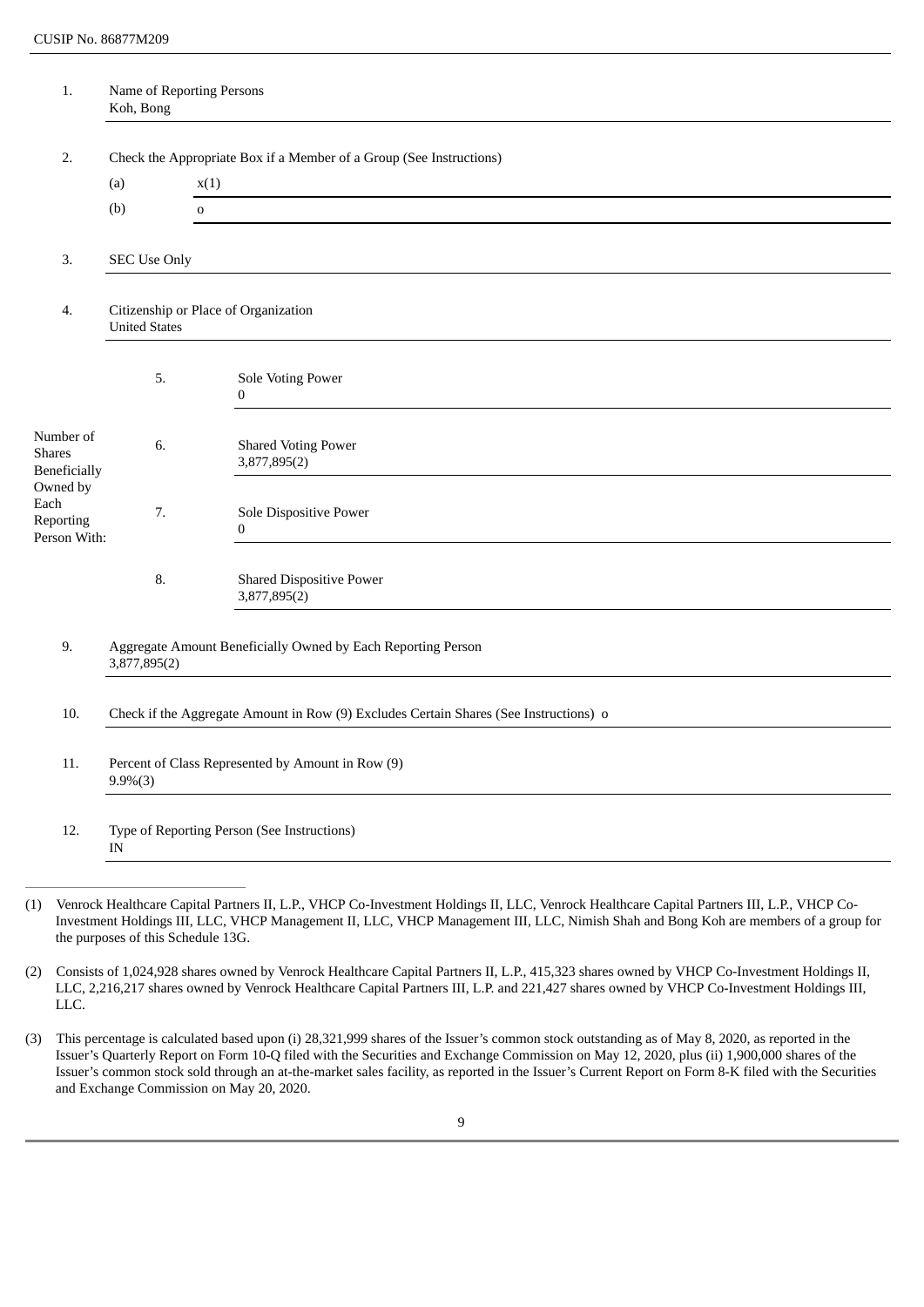CUSIP No. 86877M209

| | | | |
|---|---|---|---|
| 1. | Name of Reporting Persons<br>Koh, Bong | | |
| 2. | Check the Appropriate Box if a Member of a Group (See Instructions) | | |
| | (a) | x(1) | |
| | (b) | o | |
| 3. | SEC Use Only | | |
| 4. | Citizenship or Place of Organization<br>United States | | |
| Number of Shares Beneficially Owned by Each Reporting Person With: | 5. | Sole Voting Power<br>0 | |
| | 6. | Shared Voting Power<br>3,877,895(2) | |
| | 7. | Sole Dispositive Power<br>0 | |
| | 8. | Shared Dispositive Power<br>3,877,895(2) | |
| 9. | Aggregate Amount Beneficially Owned by Each Reporting Person<br>3,877,895(2) | | |
| 10. | Check if the Aggregate Amount in Row (9) Excludes Certain Shares (See Instructions) o | | |
| 11. | Percent of Class Represented by Amount in Row (9)<br>9.9%(3) | | |
| 12. | Type of Reporting Person (See Instructions)<br>IN | | |

(1) Venrock Healthcare Capital Partners II, L.P., VHCP Co-Investment Holdings II, LLC, Venrock Healthcare Capital Partners III, L.P., VHCP Co-Investment Holdings III, LLC, VHCP Management II, LLC, VHCP Management III, LLC, Nimish Shah and Bong Koh are members of a group for the purposes of this Schedule 13G.

(2) Consists of 1,024,928 shares owned by Venrock Healthcare Capital Partners II, L.P., 415,323 shares owned by VHCP Co-Investment Holdings II, LLC, 2,216,217 shares owned by Venrock Healthcare Capital Partners III, L.P. and 221,427 shares owned by VHCP Co-Investment Holdings III, LLC.

(3) This percentage is calculated based upon (i) 28,321,999 shares of the Issuer's common stock outstanding as of May 8, 2020, as reported in the Issuer's Quarterly Report on Form 10-Q filed with the Securities and Exchange Commission on May 12, 2020, plus (ii) 1,900,000 shares of the Issuer's common stock sold through an at-the-market sales facility, as reported in the Issuer's Current Report on Form 8-K filed with the Securities and Exchange Commission on May 20, 2020.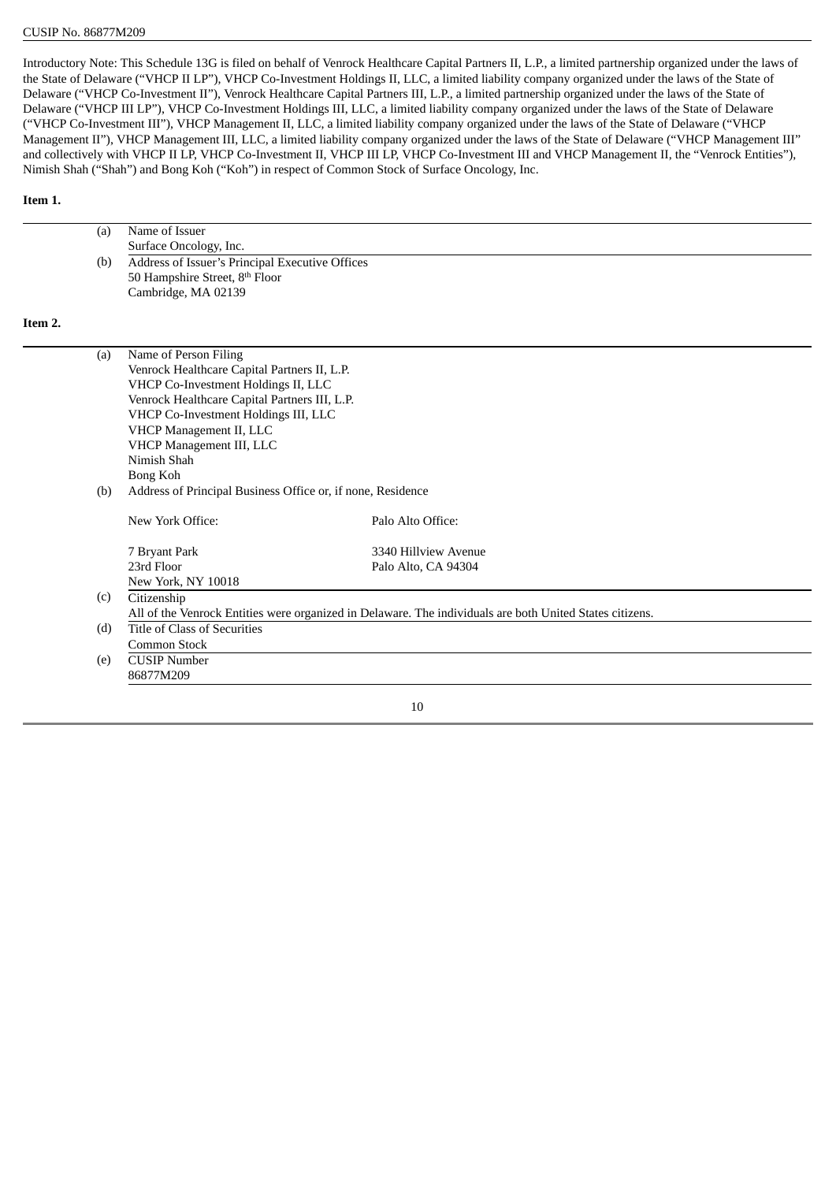CUSIP No. 86877M209

Introductory Note: This Schedule 13G is filed on behalf of Venrock Healthcare Capital Partners II, L.P., a limited partnership organized under the laws of the State of Delaware ("VHCP II LP"), VHCP Co-Investment Holdings II, LLC, a limited liability company organized under the laws of the State of Delaware ("VHCP Co-Investment II"), Venrock Healthcare Capital Partners III, L.P., a limited partnership organized under the laws of the State of Delaware ("VHCP III LP"), VHCP Co-Investment Holdings III, LLC, a limited liability company organized under the laws of the State of Delaware ("VHCP Co-Investment III"), VHCP Management II, LLC, a limited liability company organized under the laws of the State of Delaware ("VHCP Management II"), VHCP Management III, LLC, a limited liability company organized under the laws of the State of Delaware ("VHCP Management III" and collectively with VHCP II LP, VHCP Co-Investment II, VHCP III LP, VHCP Co-Investment III and VHCP Management II, the "Venrock Entities"), Nimish Shah ("Shah") and Bong Koh ("Koh") in respect of Common Stock of Surface Oncology, Inc.

**Item 1.**

(a) Name of Issuer
Surface Oncology, Inc.

(b) Address of Issuer's Principal Executive Offices
50 Hampshire Street, 8th Floor
Cambridge, MA 02139

**Item 2.**

(a) Name of Person Filing
Venrock Healthcare Capital Partners II, L.P.
VHCP Co-Investment Holdings II, LLC
Venrock Healthcare Capital Partners III, L.P.
VHCP Co-Investment Holdings III, LLC
VHCP Management II, LLC
VHCP Management III, LLC
Nimish Shah
Bong Koh

(b) Address of Principal Business Office or, if none, Residence

| New York Office: | Palo Alto Office: |
|---|---|
| 7 Bryant Park<br>23rd Floor<br>New York, NY 10018 | 3340 Hillview Avenue<br>Palo Alto, CA 94304 |

(c) Citizenship
All of the Venrock Entities were organized in Delaware. The individuals are both United States citizens.

(d) Title of Class of Securities
Common Stock

(e) CUSIP Number
86877M209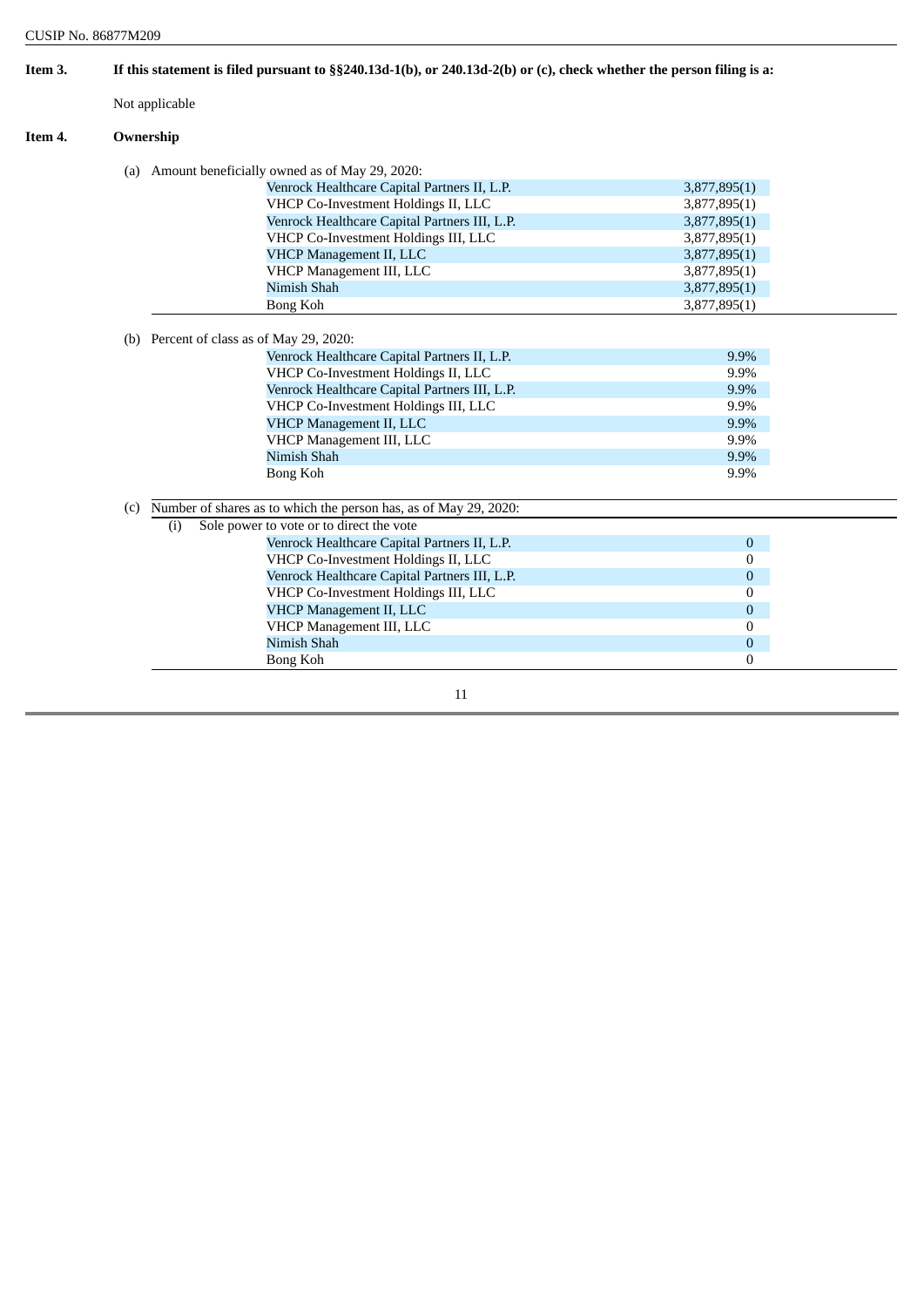CUSIP No. 86877M209

**Item 3. If this statement is filed pursuant to §§240.13d-1(b), or 240.13d-2(b) or (c), check whether the person filing is a:**

Not applicable

**Item 4. Ownership**

(a) Amount beneficially owned as of May 29, 2020:

| | |
|---|---|
| Venrock Healthcare Capital Partners II, L.P. | 3,877,895(1) |
| VHCP Co-Investment Holdings II, LLC | 3,877,895(1) |
| Venrock Healthcare Capital Partners III, L.P. | 3,877,895(1) |
| VHCP Co-Investment Holdings III, LLC | 3,877,895(1) |
| VHCP Management II, LLC | 3,877,895(1) |
| VHCP Management III, LLC | 3,877,895(1) |
| Nimish Shah | 3,877,895(1) |
| Bong Koh | 3,877,895(1) |

(b) Percent of class as of May 29, 2020:

| | |
|---|---|
| Venrock Healthcare Capital Partners II, L.P. | 9.9% |
| VHCP Co-Investment Holdings II, LLC | 9.9% |
| Venrock Healthcare Capital Partners III, L.P. | 9.9% |
| VHCP Co-Investment Holdings III, LLC | 9.9% |
| VHCP Management II, LLC | 9.9% |
| VHCP Management III, LLC | 9.9% |
| Nimish Shah | 9.9% |
| Bong Koh | 9.9% |

(c) Number of shares as to which the person has, as of May 29, 2020:

(i) Sole power to vote or to direct the vote

| | |
|---|---|
| Venrock Healthcare Capital Partners II, L.P. | 0 |
| VHCP Co-Investment Holdings II, LLC | 0 |
| Venrock Healthcare Capital Partners III, L.P. | 0 |
| VHCP Co-Investment Holdings III, LLC | 0 |
| VHCP Management II, LLC | 0 |
| VHCP Management III, LLC | 0 |
| Nimish Shah | 0 |
| Bong Koh | 0 |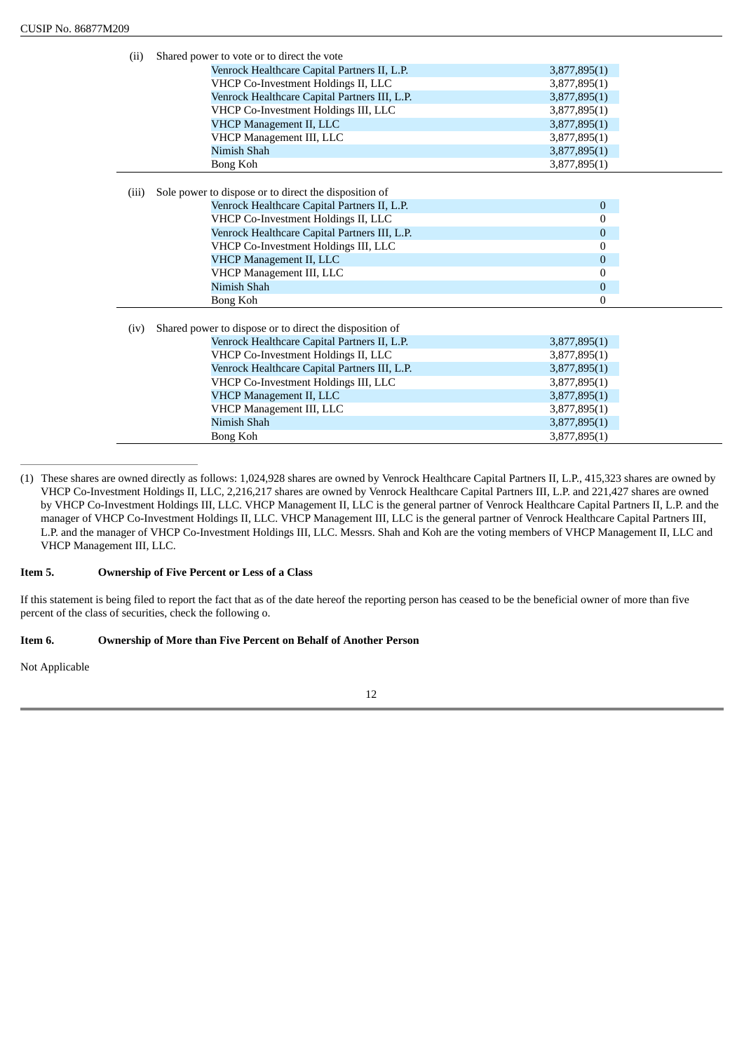(ii) Shared power to vote or to direct the vote

| | |
|---|---|
| Venrock Healthcare Capital Partners II, L.P. | 3,877,895(1) |
| VHCP Co-Investment Holdings II, LLC | 3,877,895(1) |
| Venrock Healthcare Capital Partners III, L.P. | 3,877,895(1) |
| VHCP Co-Investment Holdings III, LLC | 3,877,895(1) |
| VHCP Management II, LLC | 3,877,895(1) |
| VHCP Management III, LLC | 3,877,895(1) |
| Nimish Shah | 3,877,895(1) |
| Bong Koh | 3,877,895(1) |

(iii) Sole power to dispose or to direct the disposition of

| | |
|---|---|
| Venrock Healthcare Capital Partners II, L.P. | 0 |
| VHCP Co-Investment Holdings II, LLC | 0 |
| Venrock Healthcare Capital Partners III, L.P. | 0 |
| VHCP Co-Investment Holdings III, LLC | 0 |
| VHCP Management II, LLC | 0 |
| VHCP Management III, LLC | 0 |
| Nimish Shah | 0 |
| Bong Koh | 0 |

(iv) Shared power to dispose or to direct the disposition of

| | |
|---|---|
| Venrock Healthcare Capital Partners II, L.P. | 3,877,895(1) |
| VHCP Co-Investment Holdings II, LLC | 3,877,895(1) |
| Venrock Healthcare Capital Partners III, L.P. | 3,877,895(1) |
| VHCP Co-Investment Holdings III, LLC | 3,877,895(1) |
| VHCP Management II, LLC | 3,877,895(1) |
| VHCP Management III, LLC | 3,877,895(1) |
| Nimish Shah | 3,877,895(1) |
| Bong Koh | 3,877,895(1) |

---

(1) These shares are owned directly as follows: 1,024,928 shares are owned by Venrock Healthcare Capital Partners II, L.P., 415,323 shares are owned by VHCP Co-Investment Holdings II, LLC, 2,216,217 shares are owned by Venrock Healthcare Capital Partners III, L.P. and 221,427 shares are owned by VHCP Co-Investment Holdings III, LLC. VHCP Management II, LLC is the general partner of Venrock Healthcare Capital Partners II, L.P. and the manager of VHCP Co-Investment Holdings II, LLC. VHCP Management III, LLC is the general partner of Venrock Healthcare Capital Partners III, L.P. and the manager of VHCP Co-Investment Holdings III, LLC. Messrs. Shah and Koh are the voting members of VHCP Management II, LLC and VHCP Management III, LLC.

**Item 5. Ownership of Five Percent or Less of a Class**

If this statement is being filed to report the fact that as of the date hereof the reporting person has ceased to be the beneficial owner of more than five percent of the class of securities, check the following o.

**Item 6. Ownership of More than Five Percent on Behalf of Another Person**

Not Applicable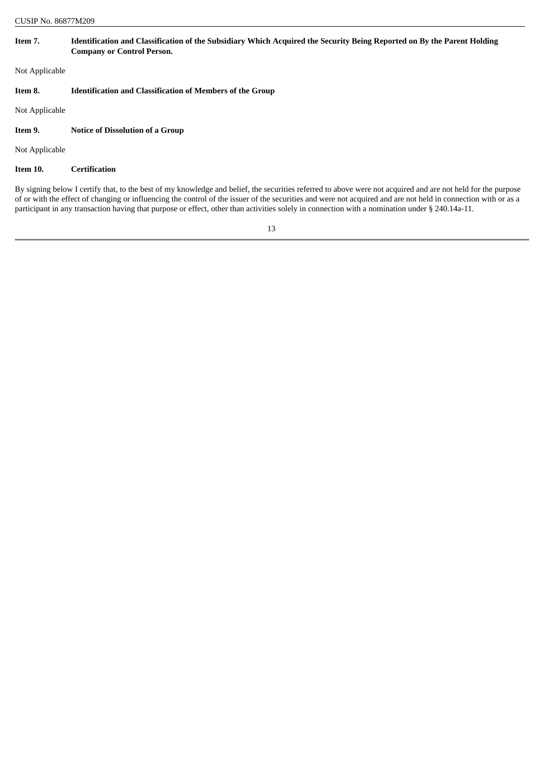**Item 7. Identification and Classification of the Subsidiary Which Acquired the Security Being Reported on By the Parent Holding Company or Control Person.**

Not Applicable

**Item 8. Identification and Classification of Members of the Group**

Not Applicable

**Item 9. Notice of Dissolution of a Group**

Not Applicable

**Item 10. Certification**

By signing below I certify that, to the best of my knowledge and belief, the securities referred to above were not acquired and are not held for the purpose of or with the effect of changing or influencing the control of the issuer of the securities and were not acquired and are not held in connection with or as a participant in any transaction having that purpose or effect, other than activities solely in connection with a nomination under § 240.14a-11.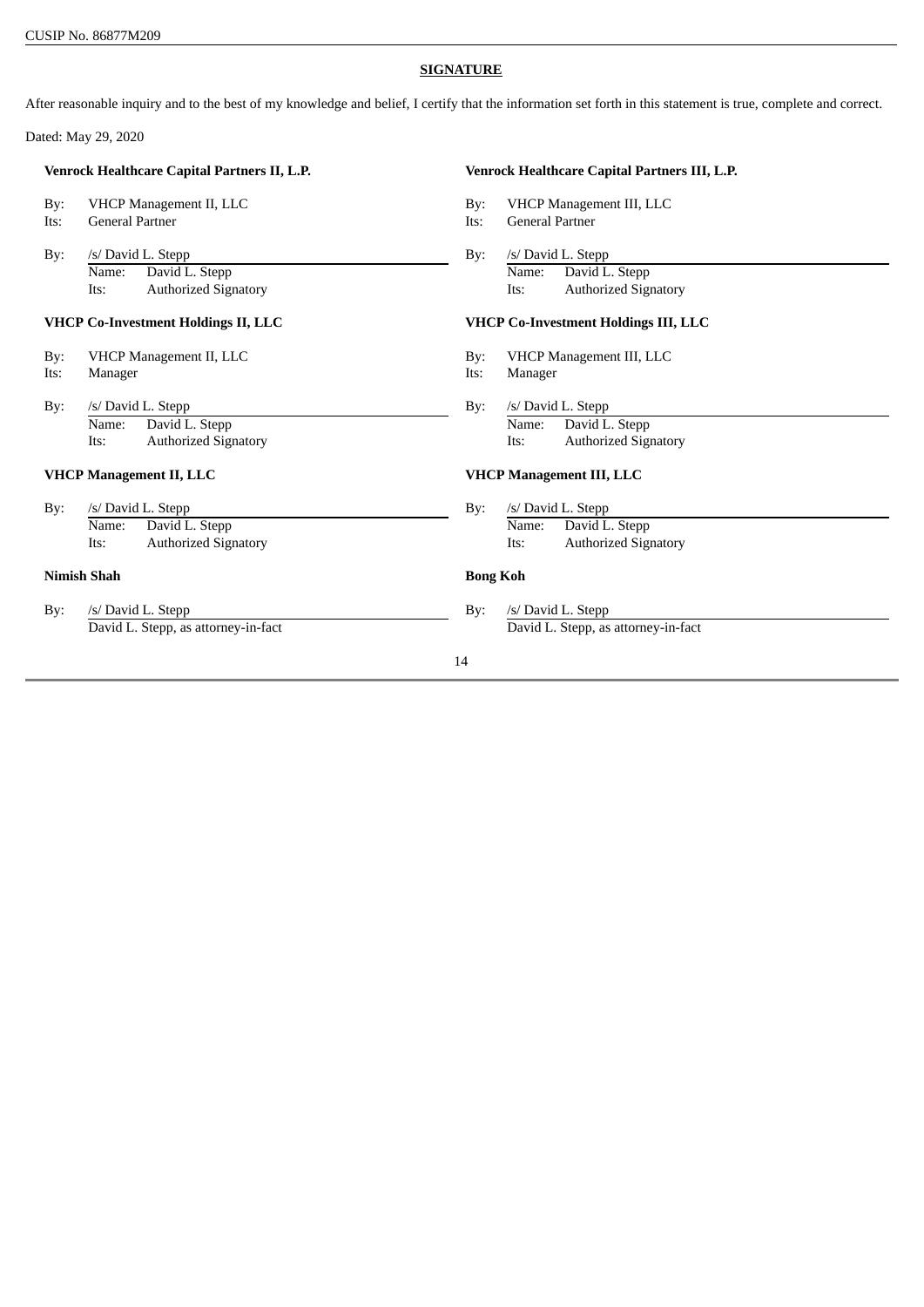CUSIP No. 86877M209

**SIGNATURE**

After reasonable inquiry and to the best of my knowledge and belief, I certify that the information set forth in this statement is true, complete and correct.

Dated: May 29, 2020

**Venrock Healthcare Capital Partners II, L.P.**

By: VHCP Management II, LLC
Its: General Partner

By: /s/ David L. Stepp
Name: David L. Stepp
Its: Authorized Signatory

**Venrock Healthcare Capital Partners III, L.P.**

By: VHCP Management III, LLC
Its: General Partner

By: /s/ David L. Stepp
Name: David L. Stepp
Its: Authorized Signatory

**VHCP Co-Investment Holdings II, LLC**

By: VHCP Management II, LLC
Its: Manager

By: /s/ David L. Stepp
Name: David L. Stepp
Its: Authorized Signatory

**VHCP Co-Investment Holdings III, LLC**

By: VHCP Management III, LLC
Its: Manager

By: /s/ David L. Stepp
Name: David L. Stepp
Its: Authorized Signatory

**VHCP Management II, LLC**

By: /s/ David L. Stepp
Name: David L. Stepp
Its: Authorized Signatory

**VHCP Management III, LLC**

By: /s/ David L. Stepp
Name: David L. Stepp
Its: Authorized Signatory

**Nimish Shah**

By: /s/ David L. Stepp
David L. Stepp, as attorney-in-fact

**Bong Koh**

By: /s/ David L. Stepp
David L. Stepp, as attorney-in-fact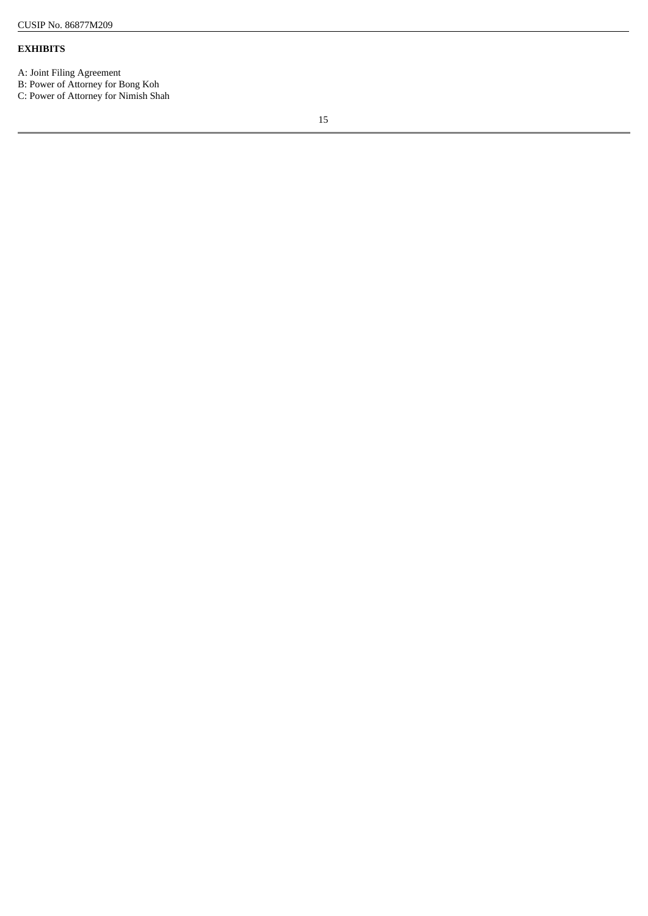**EXHIBITS**

A: Joint Filing Agreement
B: Power of Attorney for Bong Koh
C: Power of Attorney for Nimish Shah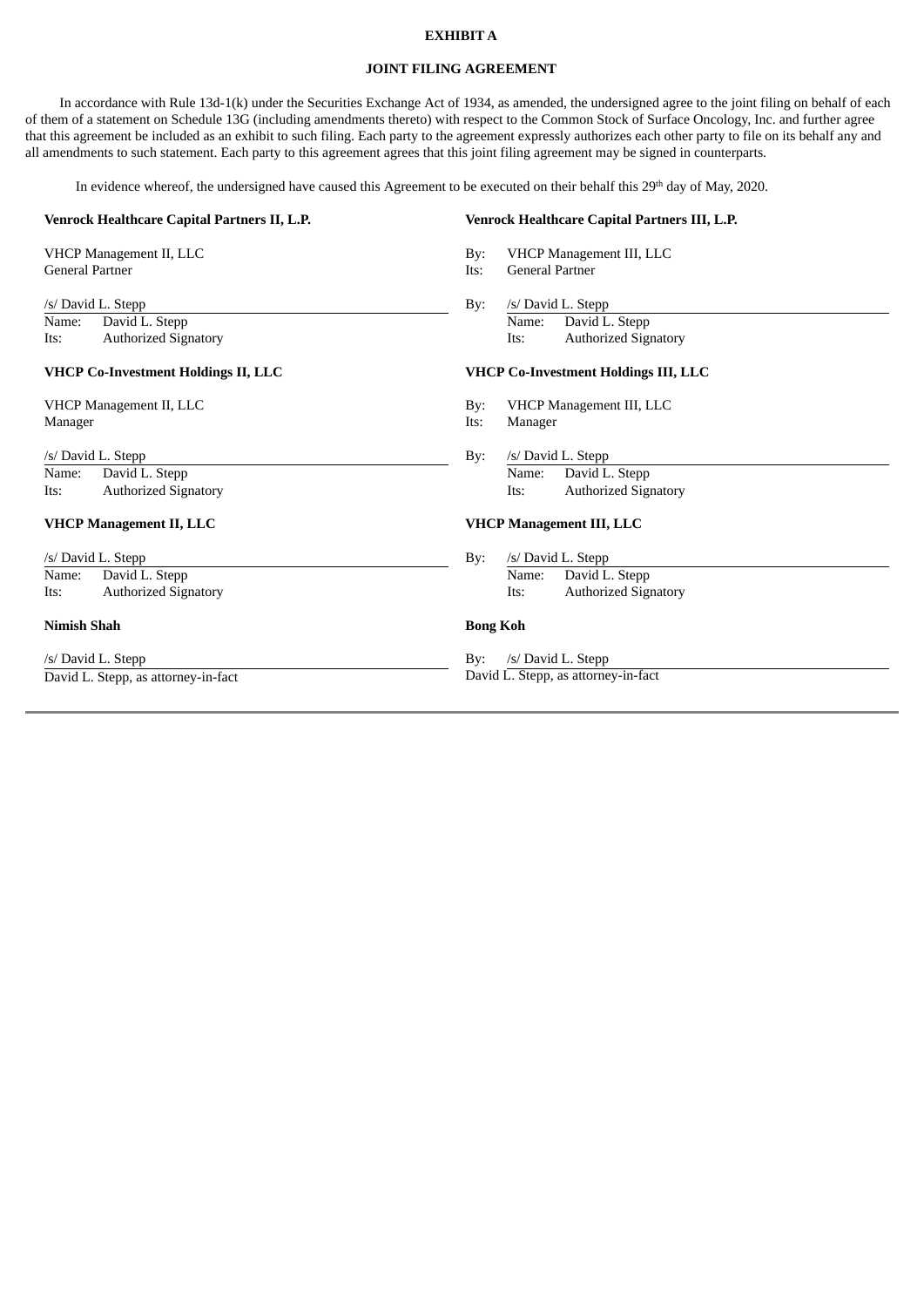**EXHIBIT A**

**JOINT FILING AGREEMENT**

In accordance with Rule 13d-1(k) under the Securities Exchange Act of 1934, as amended, the undersigned agree to the joint filing on behalf of each of them of a statement on Schedule 13G (including amendments thereto) with respect to the Common Stock of Surface Oncology, Inc. and further agree that this agreement be included as an exhibit to such filing. Each party to the agreement expressly authorizes each other party to file on its behalf any and all amendments to such statement. Each party to this agreement agrees that this joint filing agreement may be signed in counterparts.

In evidence whereof, the undersigned have caused this Agreement to be executed on their behalf this 29th day of May, 2020.

**Venrock Healthcare Capital Partners II, L.P.**

VHCP Management II, LLC
General Partner

/s/ David L. Stepp
Name: David L. Stepp
Its: Authorized Signatory

**Venrock Healthcare Capital Partners III, L.P.**

By: VHCP Management III, LLC
Its: General Partner

By: /s/ David L. Stepp
Name: David L. Stepp
Its: Authorized Signatory

**VHCP Co-Investment Holdings II, LLC**

VHCP Management II, LLC
Manager

/s/ David L. Stepp
Name: David L. Stepp
Its: Authorized Signatory

**VHCP Co-Investment Holdings III, LLC**

By: VHCP Management III, LLC
Its: Manager

By: /s/ David L. Stepp
Name: David L. Stepp
Its: Authorized Signatory

**VHCP Management II, LLC**

/s/ David L. Stepp
Name: David L. Stepp
Its: Authorized Signatory

**VHCP Management III, LLC**

By: /s/ David L. Stepp
Name: David L. Stepp
Its: Authorized Signatory

**Nimish Shah**

/s/ David L. Stepp
David L. Stepp, as attorney-in-fact

**Bong Koh**

By: /s/ David L. Stepp
David L. Stepp, as attorney-in-fact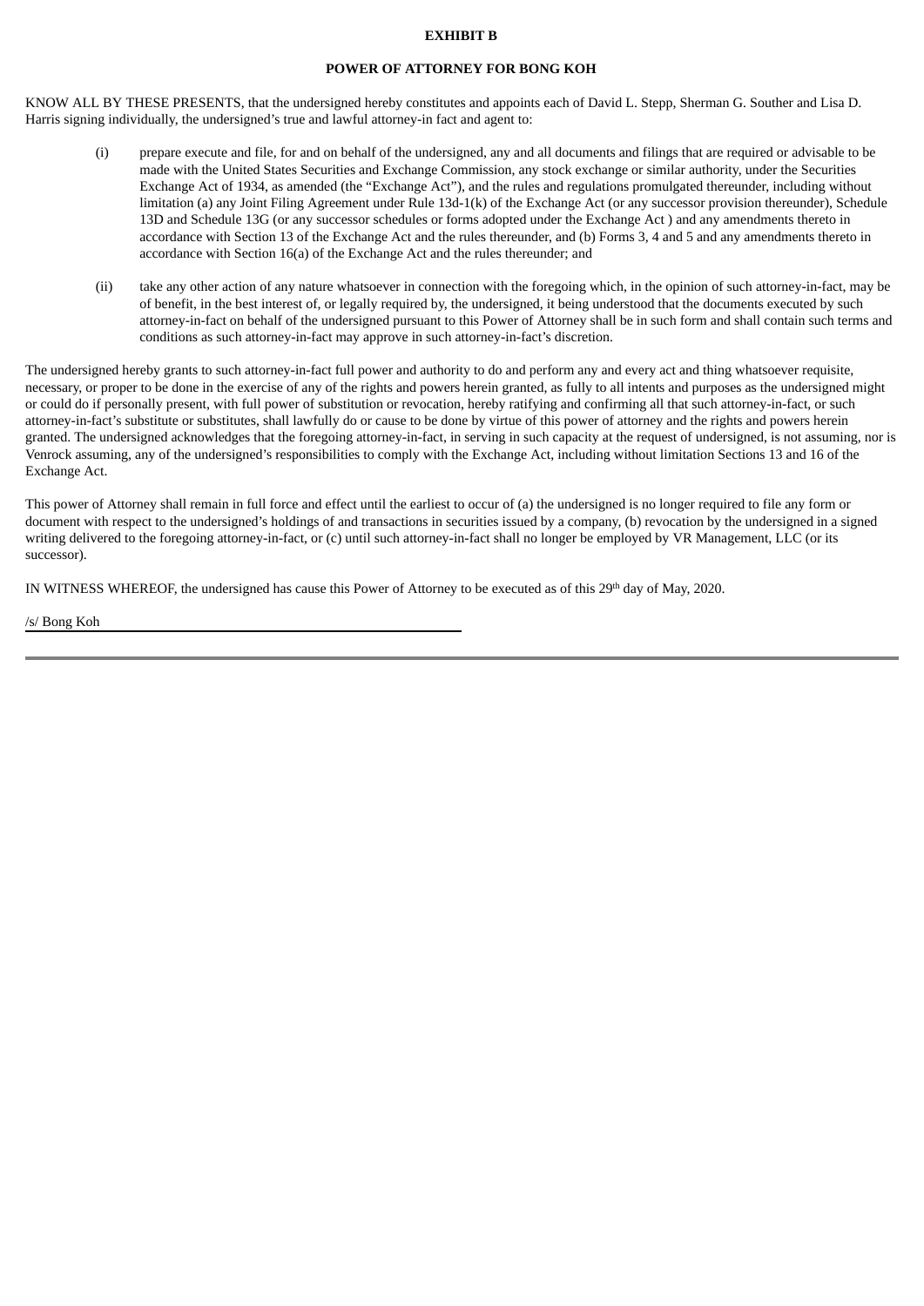**EXHIBIT B**

**POWER OF ATTORNEY FOR BONG KOH**

KNOW ALL BY THESE PRESENTS, that the undersigned hereby constitutes and appoints each of David L. Stepp, Sherman G. Souther and Lisa D. Harris signing individually, the undersigned's true and lawful attorney-in fact and agent to:

(i) prepare execute and file, for and on behalf of the undersigned, any and all documents and filings that are required or advisable to be made with the United States Securities and Exchange Commission, any stock exchange or similar authority, under the Securities Exchange Act of 1934, as amended (the "Exchange Act"), and the rules and regulations promulgated thereunder, including without limitation (a) any Joint Filing Agreement under Rule 13d-1(k) of the Exchange Act (or any successor provision thereunder), Schedule 13D and Schedule 13G (or any successor schedules or forms adopted under the Exchange Act ) and any amendments thereto in accordance with Section 13 of the Exchange Act and the rules thereunder, and (b) Forms 3, 4 and 5 and any amendments thereto in accordance with Section 16(a) of the Exchange Act and the rules thereunder; and

(ii) take any other action of any nature whatsoever in connection with the foregoing which, in the opinion of such attorney-in-fact, may be of benefit, in the best interest of, or legally required by, the undersigned, it being understood that the documents executed by such attorney-in-fact on behalf of the undersigned pursuant to this Power of Attorney shall be in such form and shall contain such terms and conditions as such attorney-in-fact may approve in such attorney-in-fact's discretion.

The undersigned hereby grants to such attorney-in-fact full power and authority to do and perform any and every act and thing whatsoever requisite, necessary, or proper to be done in the exercise of any of the rights and powers herein granted, as fully to all intents and purposes as the undersigned might or could do if personally present, with full power of substitution or revocation, hereby ratifying and confirming all that such attorney-in-fact, or such attorney-in-fact's substitute or substitutes, shall lawfully do or cause to be done by virtue of this power of attorney and the rights and powers herein granted. The undersigned acknowledges that the foregoing attorney-in-fact, in serving in such capacity at the request of undersigned, is not assuming, nor is Venrock assuming, any of the undersigned's responsibilities to comply with the Exchange Act, including without limitation Sections 13 and 16 of the Exchange Act.

This power of Attorney shall remain in full force and effect until the earliest to occur of (a) the undersigned is no longer required to file any form or document with respect to the undersigned's holdings of and transactions in securities issued by a company, (b) revocation by the undersigned in a signed writing delivered to the foregoing attorney-in-fact, or (c) until such attorney-in-fact shall no longer be employed by VR Management, LLC (or its successor).

IN WITNESS WHEREOF, the undersigned has cause this Power of Attorney to be executed as of this 29th day of May, 2020.

/s/ Bong Koh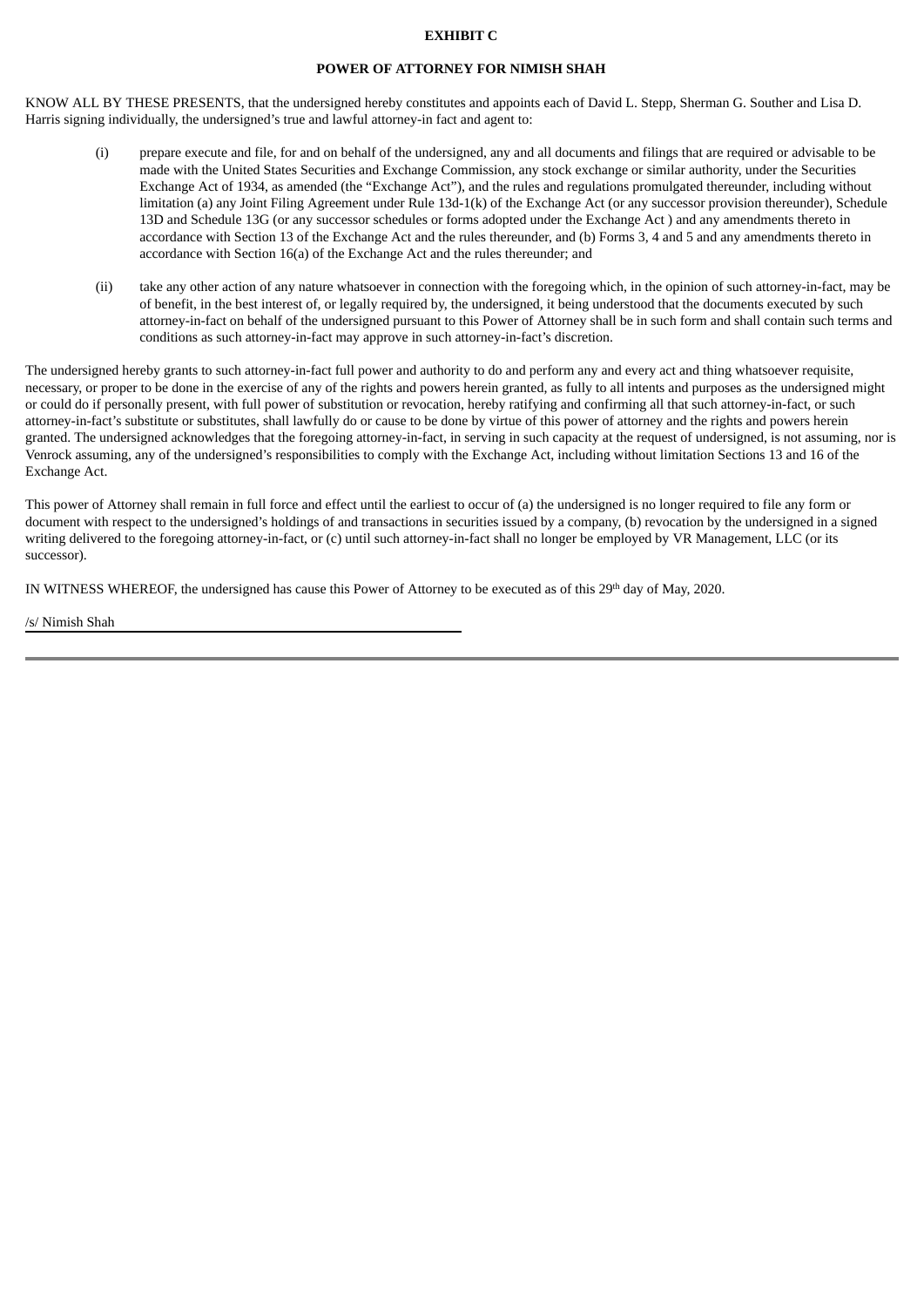**EXHIBIT C**

**POWER OF ATTORNEY FOR NIMISH SHAH**

KNOW ALL BY THESE PRESENTS, that the undersigned hereby constitutes and appoints each of David L. Stepp, Sherman G. Souther and Lisa D. Harris signing individually, the undersigned's true and lawful attorney-in fact and agent to:

(i) prepare execute and file, for and on behalf of the undersigned, any and all documents and filings that are required or advisable to be made with the United States Securities and Exchange Commission, any stock exchange or similar authority, under the Securities Exchange Act of 1934, as amended (the "Exchange Act"), and the rules and regulations promulgated thereunder, including without limitation (a) any Joint Filing Agreement under Rule 13d-1(k) of the Exchange Act (or any successor provision thereunder), Schedule 13D and Schedule 13G (or any successor schedules or forms adopted under the Exchange Act ) and any amendments thereto in accordance with Section 13 of the Exchange Act and the rules thereunder, and (b) Forms 3, 4 and 5 and any amendments thereto in accordance with Section 16(a) of the Exchange Act and the rules thereunder; and

(ii) take any other action of any nature whatsoever in connection with the foregoing which, in the opinion of such attorney-in-fact, may be of benefit, in the best interest of, or legally required by, the undersigned, it being understood that the documents executed by such attorney-in-fact on behalf of the undersigned pursuant to this Power of Attorney shall be in such form and shall contain such terms and conditions as such attorney-in-fact may approve in such attorney-in-fact's discretion.

The undersigned hereby grants to such attorney-in-fact full power and authority to do and perform any and every act and thing whatsoever requisite, necessary, or proper to be done in the exercise of any of the rights and powers herein granted, as fully to all intents and purposes as the undersigned might or could do if personally present, with full power of substitution or revocation, hereby ratifying and confirming all that such attorney-in-fact, or such attorney-in-fact's substitute or substitutes, shall lawfully do or cause to be done by virtue of this power of attorney and the rights and powers herein granted. The undersigned acknowledges that the foregoing attorney-in-fact, in serving in such capacity at the request of undersigned, is not assuming, nor is Venrock assuming, any of the undersigned's responsibilities to comply with the Exchange Act, including without limitation Sections 13 and 16 of the Exchange Act.

This power of Attorney shall remain in full force and effect until the earliest to occur of (a) the undersigned is no longer required to file any form or document with respect to the undersigned's holdings of and transactions in securities issued by a company, (b) revocation by the undersigned in a signed writing delivered to the foregoing attorney-in-fact, or (c) until such attorney-in-fact shall no longer be employed by VR Management, LLC (or its successor).

IN WITNESS WHEREOF, the undersigned has cause this Power of Attorney to be executed as of this 29th day of May, 2020.

/s/ Nimish Shah